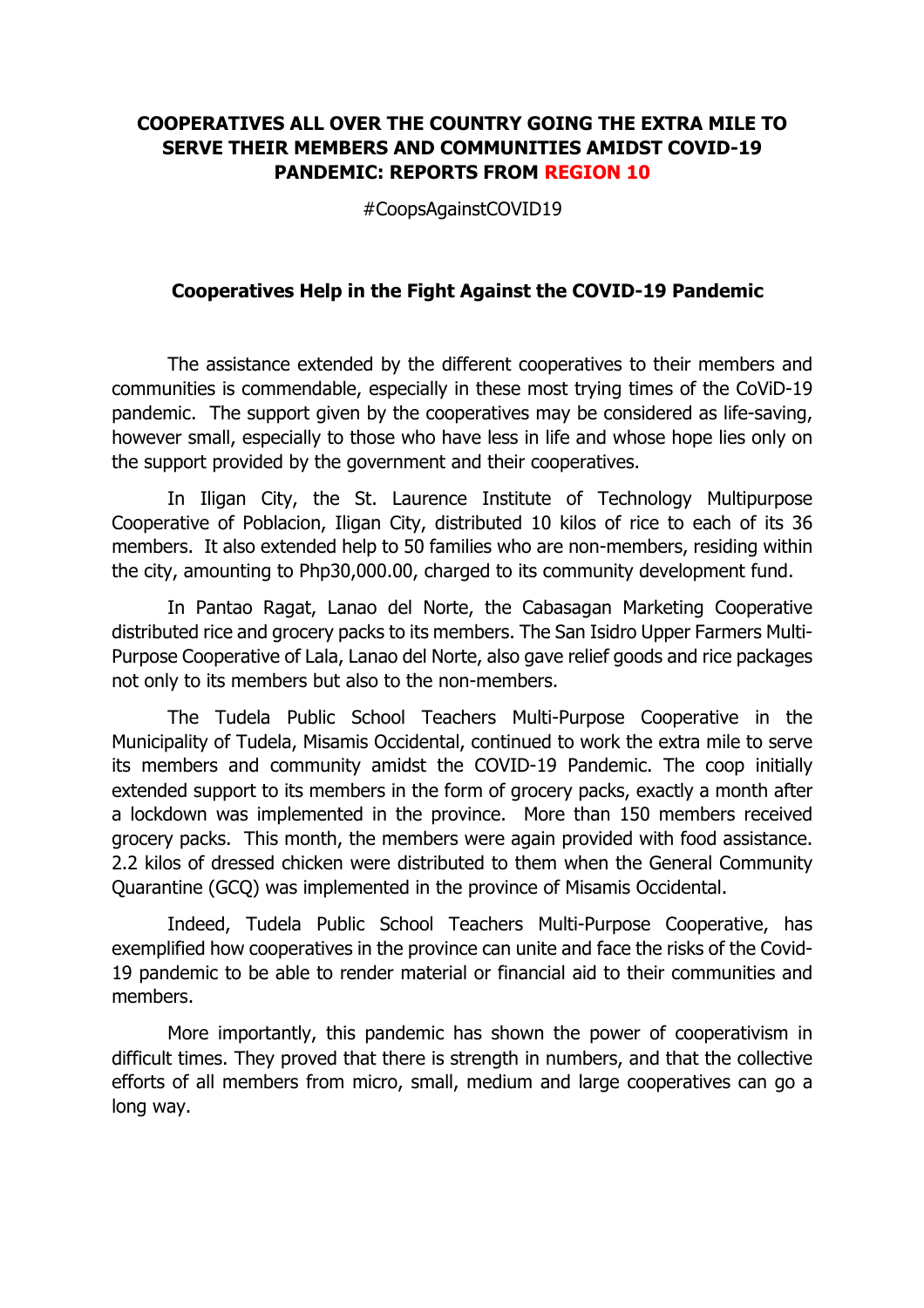# COOPERATIVES ALL OVER THE COUNTRY GOING THE EXTRA MILE TO SERVE THEIR MEMBERS AND COMMUNITIES AMIDST COVID-19 PANDEMIC: REPORTS FROM REGION 10

#CoopsAgainstCOVID19

## Cooperatives Help in the Fight Against the COVID-19 Pandemic

The assistance extended by the different cooperatives to their members and communities is commendable, especially in these most trying times of the CoViD-19 pandemic. The support given by the cooperatives may be considered as life-saving, however small, especially to those who have less in life and whose hope lies only on the support provided by the government and their cooperatives.

In Iligan City, the St. Laurence Institute of Technology Multipurpose Cooperative of Poblacion, Iligan City, distributed 10 kilos of rice to each of its 36 members. It also extended help to 50 families who are non-members, residing within the city, amounting to Php30,000.00, charged to its community development fund.

In Pantao Ragat, Lanao del Norte, the Cabasagan Marketing Cooperative distributed rice and grocery packs to its members. The San Isidro Upper Farmers Multi-Purpose Cooperative of Lala, Lanao del Norte, also gave relief goods and rice packages not only to its members but also to the non-members.

The Tudela Public School Teachers Multi-Purpose Cooperative in the Municipality of Tudela, Misamis Occidental, continued to work the extra mile to serve its members and community amidst the COVID-19 Pandemic. The coop initially extended support to its members in the form of grocery packs, exactly a month after a lockdown was implemented in the province. More than 150 members received grocery packs. This month, the members were again provided with food assistance. 2.2 kilos of dressed chicken were distributed to them when the General Community Quarantine (GCQ) was implemented in the province of Misamis Occidental.

Indeed, Tudela Public School Teachers Multi-Purpose Cooperative, has exemplified how cooperatives in the province can unite and face the risks of the Covid-19 pandemic to be able to render material or financial aid to their communities and members.

More importantly, this pandemic has shown the power of cooperativism in difficult times. They proved that there is strength in numbers, and that the collective efforts of all members from micro, small, medium and large cooperatives can go a long way.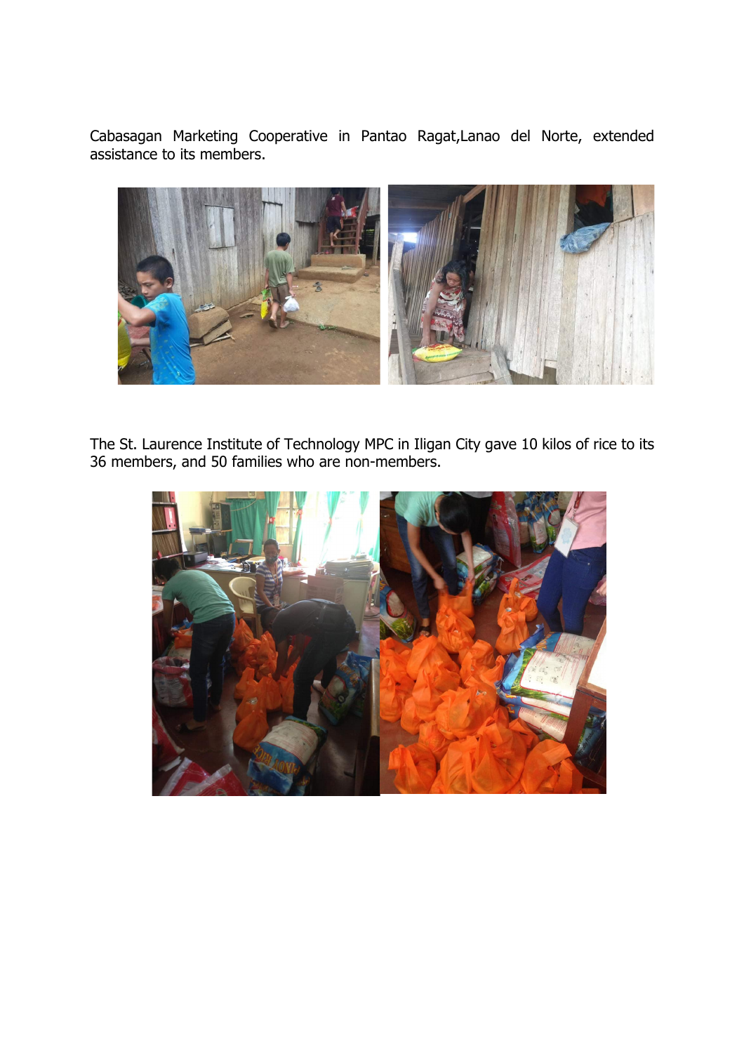Cabasagan Marketing Cooperative in Pantao Ragat,Lanao del Norte, extended assistance to its members.

The St. Laurence Institute of Technology MPC in Iligan City gave 10 kilos of rice to its 36 members, and 50 families who are non-members.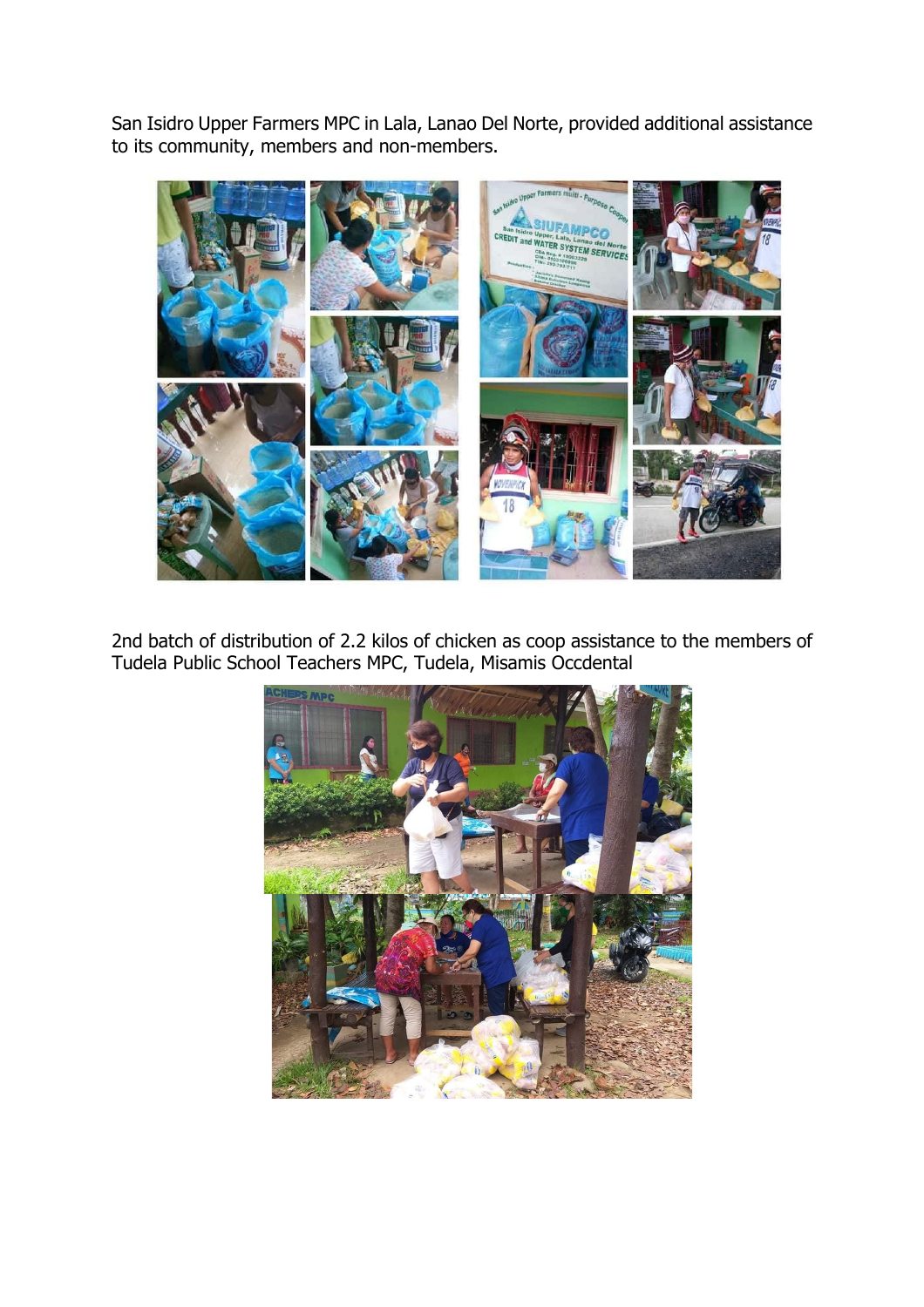San Isidro Upper Farmers MPC in Lala, Lanao Del Norte, provided additional assistance to its community, members and non-members.

2nd batch of distribution of 2.2 kilos of chicken as coop assistance to the members of Tudela Public School Teachers MPC, Tudela, Misamis Occdental